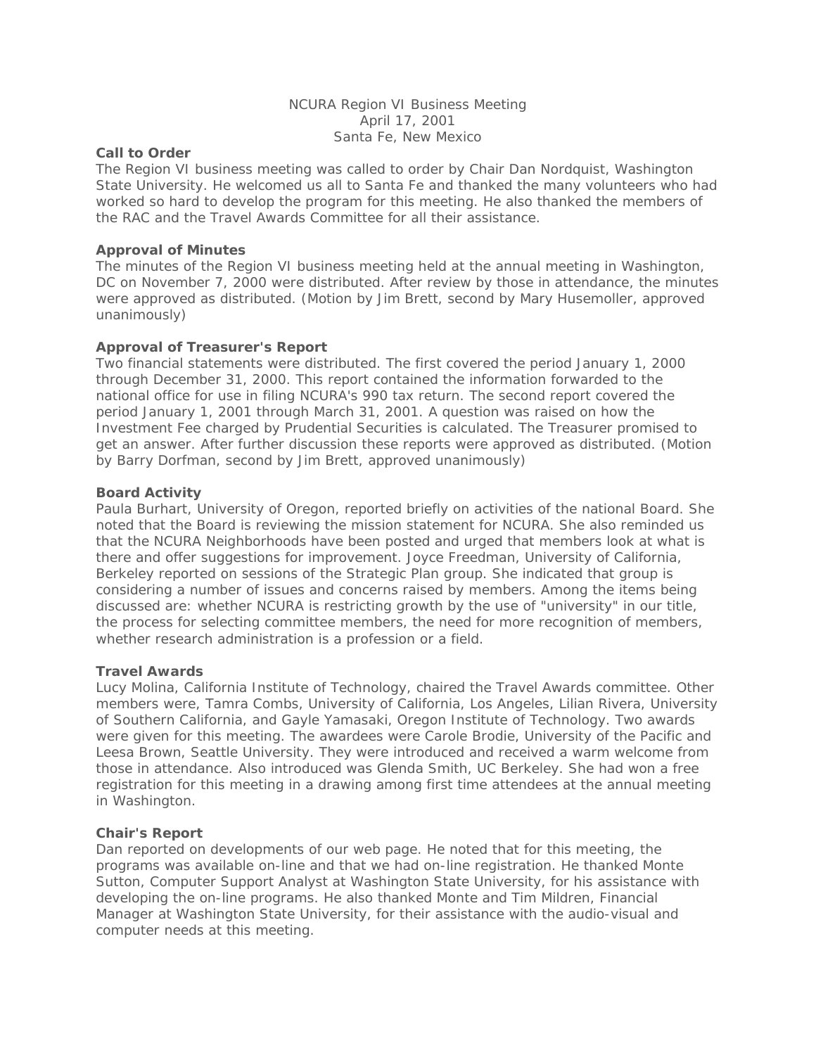NCURA Region VI Business Meeting
April 17, 2001
Santa Fe, New Mexico

**Call to Order**

The Region VI business meeting was called to order by Chair Dan Nordquist, Washington State University. He welcomed us all to Santa Fe and thanked the many volunteers who had worked so hard to develop the program for this meeting. He also thanked the members of the RAC and the Travel Awards Committee for all their assistance.

**Approval of Minutes**

The minutes of the Region VI business meeting held at the annual meeting in Washington, DC on November 7, 2000 were distributed. After review by those in attendance, the minutes were approved as distributed. (Motion by Jim Brett, second by Mary Husemoller, approved unanimously)

**Approval of Treasurer's Report**

Two financial statements were distributed. The first covered the period January 1, 2000 through December 31, 2000. This report contained the information forwarded to the national office for use in filing NCURA's 990 tax return. The second report covered the period January 1, 2001 through March 31, 2001. A question was raised on how the Investment Fee charged by Prudential Securities is calculated. The Treasurer promised to get an answer. After further discussion these reports were approved as distributed. (Motion by Barry Dorfman, second by Jim Brett, approved unanimously)

**Board Activity**

Paula Burhart, University of Oregon, reported briefly on activities of the national Board. She noted that the Board is reviewing the mission statement for NCURA. She also reminded us that the NCURA Neighborhoods have been posted and urged that members look at what is there and offer suggestions for improvement. Joyce Freedman, University of California, Berkeley reported on sessions of the Strategic Plan group. She indicated that group is considering a number of issues and concerns raised by members. Among the items being discussed are: whether NCURA is restricting growth by the use of "university" in our title, the process for selecting committee members, the need for more recognition of members, whether research administration is a profession or a field.

**Travel Awards**

Lucy Molina, California Institute of Technology, chaired the Travel Awards committee. Other members were, Tamra Combs, University of California, Los Angeles, Lilian Rivera, University of Southern California, and Gayle Yamasaki, Oregon Institute of Technology. Two awards were given for this meeting. The awardees were Carole Brodie, University of the Pacific and Leesa Brown, Seattle University. They were introduced and received a warm welcome from those in attendance. Also introduced was Glenda Smith, UC Berkeley. She had won a free registration for this meeting in a drawing among first time attendees at the annual meeting in Washington.

**Chair's Report**

Dan reported on developments of our web page. He noted that for this meeting, the programs was available on-line and that we had on-line registration. He thanked Monte Sutton, Computer Support Analyst at Washington State University, for his assistance with developing the on-line programs. He also thanked Monte and Tim Mildren, Financial Manager at Washington State University, for their assistance with the audio-visual and computer needs at this meeting.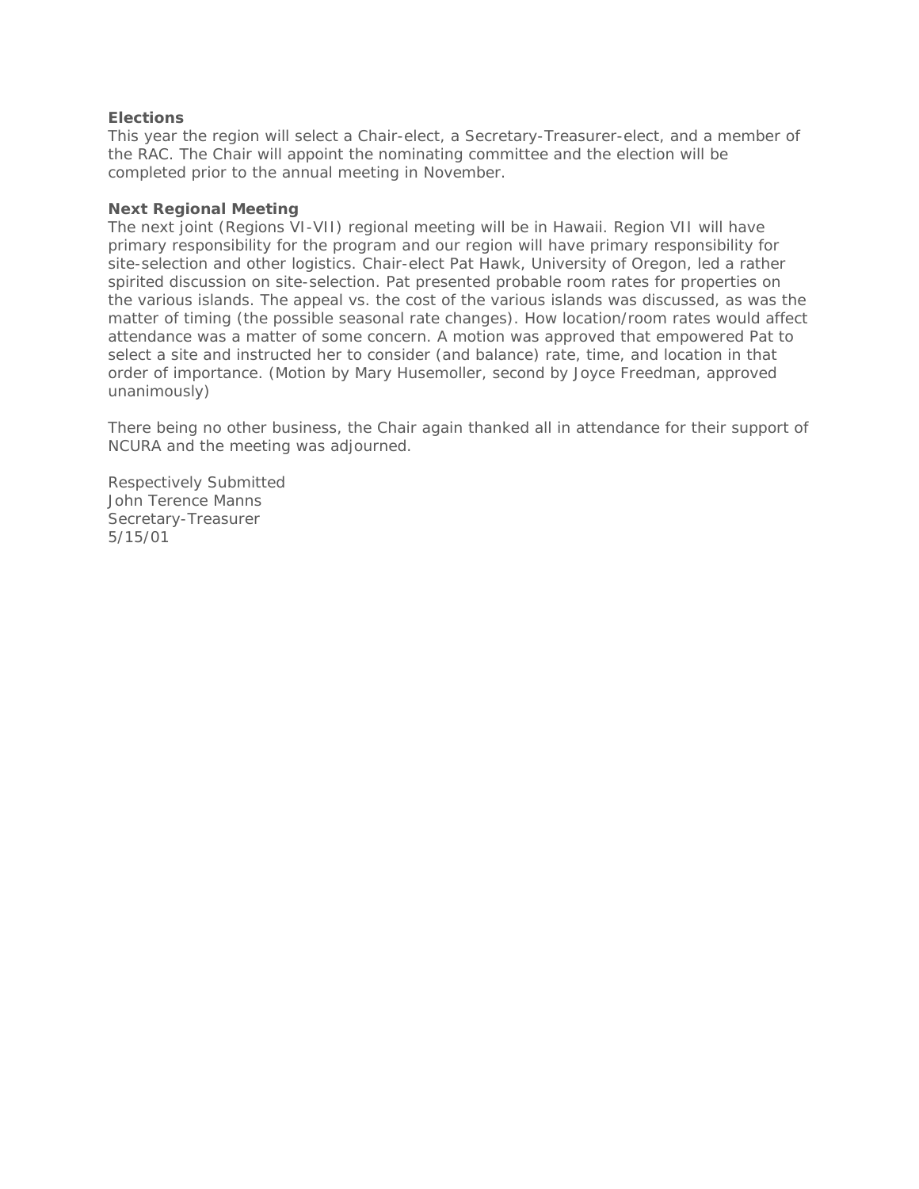**Elections**

This year the region will select a Chair-elect, a Secretary-Treasurer-elect, and a member of the RAC. The Chair will appoint the nominating committee and the election will be completed prior to the annual meeting in November.

**Next Regional Meeting**

The next joint (Regions VI-VII) regional meeting will be in Hawaii. Region VII will have primary responsibility for the program and our region will have primary responsibility for site-selection and other logistics. Chair-elect Pat Hawk, University of Oregon, led a rather spirited discussion on site-selection. Pat presented probable room rates for properties on the various islands. The appeal vs. the cost of the various islands was discussed, as was the matter of timing (the possible seasonal rate changes). How location/room rates would affect attendance was a matter of some concern. A motion was approved that empowered Pat to select a site and instructed her to consider (and balance) rate, time, and location in that order of importance. (Motion by Mary Husemoller, second by Joyce Freedman, approved unanimously)

There being no other business, the Chair again thanked all in attendance for their support of NCURA and the meeting was adjourned.

Respectively Submitted
John Terence Manns
Secretary-Treasurer
5/15/01